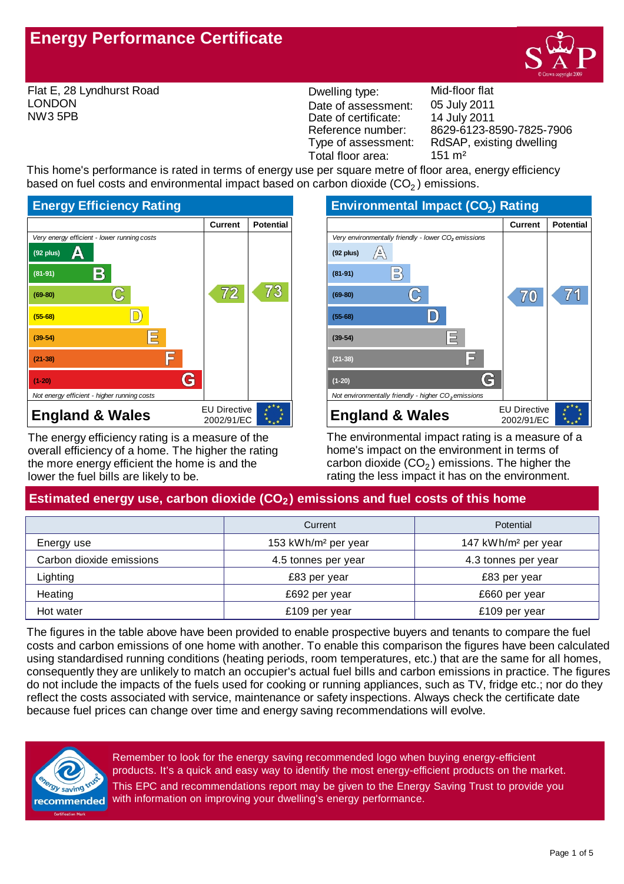# Energy Performance Certificate

Flat E, 28 Lyndhurst Road
LONDON
NW3 5PB

| | |
|---|---|
| Dwelling type: | Mid-floor flat |
| Date of assessment: | 05 July 2011 |
| Date of certificate: | 14 July 2011 |
| Reference number: | 8629-6123-8590-7825-7906 |
| Type of assessment: | RdSAP, existing dwelling |
| Total floor area: | 151 m² |

This home's performance is rated in terms of energy use per square metre of floor area, energy efficiency based on fuel costs and environmental impact based on carbon dioxide ($CO_2$) emissions.

## Energy Efficiency Rating

| | Current | Potential |
|---|---|---|
| *Very energy efficient - lower running costs* | | |
| (92 plus) A | | |
| (81-91) B | | |
| (69-80) C | 72 | 73 |
| (55-68) D | | |
| (39-54) E | | |
| (21-38) F | | |
| (1-20) G | | |
| *Not energy efficient - higher running costs* | | |
| **England & Wales** | EU Directive 2002/91/EC | |

The energy efficiency rating is a measure of the overall efficiency of a home. The higher the rating the more energy efficient the home is and the lower the fuel bills are likely to be.

## Environmental Impact ($CO_2$) Rating

| | Current | Potential |
|---|---|---|
| *Very environmentally friendly - lower $CO_2$ emissions* | | |
| (92 plus) A | | |
| (81-91) B | | |
| (69-80) C | 70 | 71 |
| (55-68) D | | |
| (39-54) E | | |
| (21-38) F | | |
| (1-20) G | | |
| *Not environmentally friendly - higher $CO_2$ emissions* | | |
| **England & Wales** | EU Directive 2002/91/EC | |

The environmental impact rating is a measure of a home's impact on the environment in terms of carbon dioxide ($CO_2$) emissions. The higher the rating the less impact it has on the environment.

## Estimated energy use, carbon dioxide ($CO_2$) emissions and fuel costs of this home

| | Current | Potential |
|---|---|---|
| Energy use | 153 kWh/m² per year | 147 kWh/m² per year |
| Carbon dioxide emissions | 4.5 tonnes per year | 4.3 tonnes per year |
| Lighting | £83 per year | £83 per year |
| Heating | £692 per year | £660 per year |
| Hot water | £109 per year | £109 per year |

The figures in the table above have been provided to enable prospective buyers and tenants to compare the fuel costs and carbon emissions of one home with another. To enable this comparison the figures have been calculated using standardised running conditions (heating periods, room temperatures, etc.) that are the same for all homes, consequently they are unlikely to match an occupier's actual fuel bills and carbon emissions in practice. The figures do not include the impacts of the fuels used for cooking or running appliances, such as TV, fridge etc.; nor do they reflect the costs associated with service, maintenance or safety inspections. Always check the certificate date because fuel prices can change over time and energy saving recommendations will evolve.

Remember to look for the energy saving recommended logo when buying energy-efficient products. It's a quick and easy way to identify the most energy-efficient products on the market.
This EPC and recommendations report may be given to the Energy Saving Trust to provide you with information on improving your dwelling's energy performance.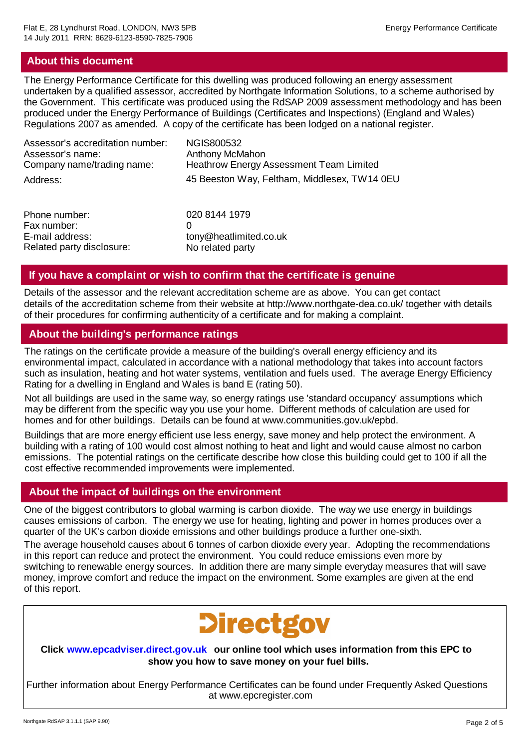## About this document

The Energy Performance Certificate for this dwelling was produced following an energy assessment undertaken by a qualified assessor, accredited by Northgate Information Solutions, to a scheme authorised by the Government. This certificate was produced using the RdSAP 2009 assessment methodology and has been produced under the Energy Performance of Buildings (Certificates and Inspections) (England and Wales) Regulations 2007 as amended. A copy of the certificate has been lodged on a national register.

| | |
|---|---|
| Assessor's accreditation number: | NGIS800532 |
| Assessor's name: | Anthony McMahon |
| Company name/trading name: | Heathrow Energy Assessment Team Limited |
| Address: | 45 Beeston Way, Feltham, Middlesex, TW14 0EU |
| Phone number: | 020 8144 1979 |
| Fax number: | 0 |
| E-mail address: | tony@heatlimited.co.uk |
| Related party disclosure: | No related party |

## If you have a complaint or wish to confirm that the certificate is genuine

Details of the assessor and the relevant accreditation scheme are as above. You can get contact details of the accreditation scheme from their website at http://www.northgate-dea.co.uk/ together with details of their procedures for confirming authenticity of a certificate and for making a complaint.

## About the building's performance ratings

The ratings on the certificate provide a measure of the building's overall energy efficiency and its environmental impact, calculated in accordance with a national methodology that takes into account factors such as insulation, heating and hot water systems, ventilation and fuels used. The average Energy Efficiency Rating for a dwelling in England and Wales is band E (rating 50).

Not all buildings are used in the same way, so energy ratings use 'standard occupancy' assumptions which may be different from the specific way you use your home. Different methods of calculation are used for homes and for other buildings. Details can be found at www.communities.gov.uk/epbd.

Buildings that are more energy efficient use less energy, save money and help protect the environment. A building with a rating of 100 would cost almost nothing to heat and light and would cause almost no carbon emissions. The potential ratings on the certificate describe how close this building could get to 100 if all the cost effective recommended improvements were implemented.

## About the impact of buildings on the environment

One of the biggest contributors to global warming is carbon dioxide. The way we use energy in buildings causes emissions of carbon. The energy we use for heating, lighting and power in homes produces over a quarter of the UK's carbon dioxide emissions and other buildings produce a further one-sixth.

The average household causes about 6 tonnes of carbon dioxide every year. Adopting the recommendations in this report can reduce and protect the environment. You could reduce emissions even more by switching to renewable energy sources. In addition there are many simple everyday measures that will save money, improve comfort and reduce the impact on the environment. Some examples are given at the end of this report.

Directgov

**Click www.epcadviser.direct.gov.uk our online tool which uses information from this EPC to show you how to save money on your fuel bills.**

Further information about Energy Performance Certificates can be found under Frequently Asked Questions at www.epcregister.com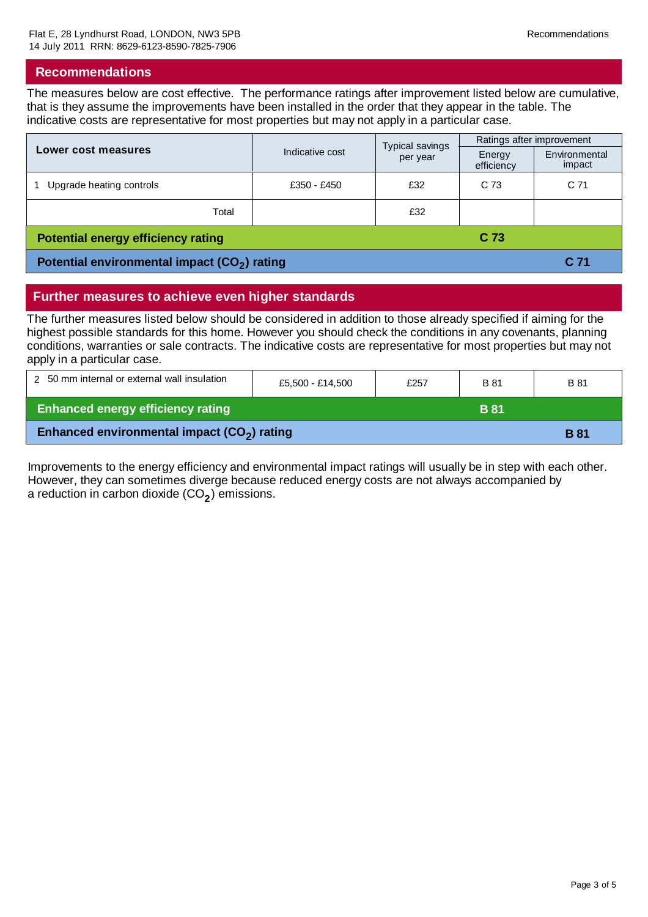## Recommendations

The measures below are cost effective. The performance ratings after improvement listed below are cumulative, that is they assume the improvements have been installed in the order that they appear in the table. The indicative costs are representative for most properties but may not apply in a particular case.

| Lower cost measures | Indicative cost | Typical savings per year | Ratings after improvement | |
|---|---|---|---|---|
| | | | Energy efficiency | Environmental impact |
| 1 Upgrade heating controls | £350 - £450 | £32 | C 73 | C 71 |
| Total | | £32 | | |
| **Potential energy efficiency rating** | | | **C 73** | |
| **Potential environmental impact ($CO_2$) rating** | | | | **C 71** |

## Further measures to achieve even higher standards

The further measures listed below should be considered in addition to those already specified if aiming for the highest possible standards for this home. However you should check the conditions in any covenants, planning conditions, warranties or sale contracts. The indicative costs are representative for most properties but may not apply in a particular case.

| Measure | Indicative cost | Typical savings per year | Energy efficiency | Environmental impact |
|---|---|---|---|---|
| 2 50 mm internal or external wall insulation | £5,500 - £14,500 | £257 | B 81 | B 81 |
| **Enhanced energy efficiency rating** | | | **B 81** | |
| **Enhanced environmental impact ($CO_2$) rating** | | | | **B 81** |

Improvements to the energy efficiency and environmental impact ratings will usually be in step with each other. However, they can sometimes diverge because reduced energy costs are not always accompanied by a reduction in carbon dioxide ($CO_2$) emissions.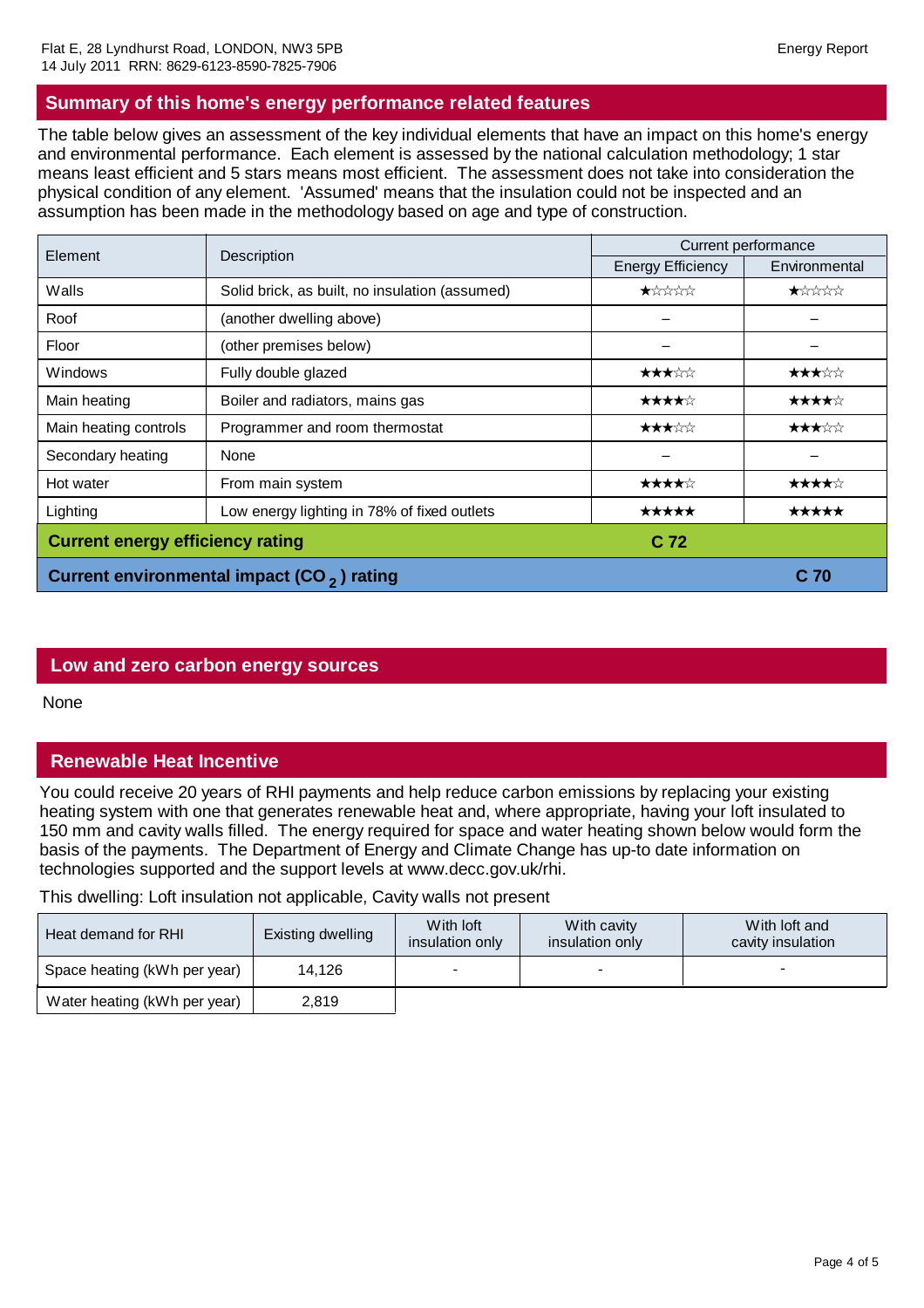## Summary of this home's energy performance related features

The table below gives an assessment of the key individual elements that have an impact on this home's energy and environmental performance. Each element is assessed by the national calculation methodology; 1 star means least efficient and 5 stars means most efficient. The assessment does not take into consideration the physical condition of any element. 'Assumed' means that the insulation could not be inspected and an assumption has been made in the methodology based on age and type of construction.

| Element | Description | Current performance | |
|---|---|---|---|
| | | Energy Efficiency | Environmental |
| Walls | Solid brick, as built, no insulation (assumed) | ★☆☆☆☆ | ★☆☆☆☆ |
| Roof | (another dwelling above) | – | – |
| Floor | (other premises below) | – | – |
| Windows | Fully double glazed | ★★★☆☆ | ★★★☆☆ |
| Main heating | Boiler and radiators, mains gas | ★★★★☆ | ★★★★☆ |
| Main heating controls | Programmer and room thermostat | ★★★☆☆ | ★★★☆☆ |
| Secondary heating | None | – | – |
| Hot water | From main system | ★★★★☆ | ★★★★☆ |
| Lighting | Low energy lighting in 78% of fixed outlets | ★★★★★ | ★★★★★ |
| **Current energy efficiency rating** | | **C 72** | |
| **Current environmental impact ($CO_2$) rating** | | | **C 70** |

## Low and zero carbon energy sources

None

## Renewable Heat Incentive

You could receive 20 years of RHI payments and help reduce carbon emissions by replacing your existing heating system with one that generates renewable heat and, where appropriate, having your loft insulated to 150 mm and cavity walls filled. The energy required for space and water heating shown below would form the basis of the payments. The Department of Energy and Climate Change has up-to date information on technologies supported and the support levels at www.decc.gov.uk/rhi.

This dwelling: Loft insulation not applicable, Cavity walls not present

| Heat demand for RHI | Existing dwelling | With loft insulation only | With cavity insulation only | With loft and cavity insulation |
|---|---|---|---|---|
| Space heating (kWh per year) | 14,126 | - | - | - |
| Water heating (kWh per year) | 2,819 | | | |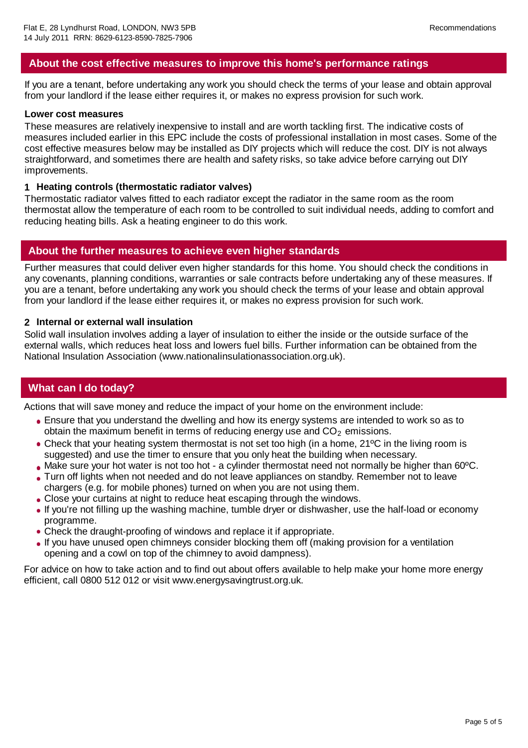## About the cost effective measures to improve this home's performance ratings

If you are a tenant, before undertaking any work you should check the terms of your lease and obtain approval from your landlord if the lease either requires it, or makes no express provision for such work.

**Lower cost measures**

These measures are relatively inexpensive to install and are worth tackling first. The indicative costs of measures included earlier in this EPC include the costs of professional installation in most cases. Some of the cost effective measures below may be installed as DIY projects which will reduce the cost. DIY is not always straightforward, and sometimes there are health and safety risks, so take advice before carrying out DIY improvements.

**1 Heating controls (thermostatic radiator valves)**

Thermostatic radiator valves fitted to each radiator except the radiator in the same room as the room thermostat allow the temperature of each room to be controlled to suit individual needs, adding to comfort and reducing heating bills. Ask a heating engineer to do this work.

## About the further measures to achieve even higher standards

Further measures that could deliver even higher standards for this home. You should check the conditions in any covenants, planning conditions, warranties or sale contracts before undertaking any of these measures. If you are a tenant, before undertaking any work you should check the terms of your lease and obtain approval from your landlord if the lease either requires it, or makes no express provision for such work.

**2 Internal or external wall insulation**

Solid wall insulation involves adding a layer of insulation to either the inside or the outside surface of the external walls, which reduces heat loss and lowers fuel bills. Further information can be obtained from the National Insulation Association (www.nationalinsulationassociation.org.uk).

## What can I do today?

Actions that will save money and reduce the impact of your home on the environment include:

- Ensure that you understand the dwelling and how its energy systems are intended to work so as to obtain the maximum benefit in terms of reducing energy use and $CO_2$ emissions.
- Check that your heating system thermostat is not set too high (in a home, 21ºC in the living room is suggested) and use the timer to ensure that you only heat the building when necessary.
- Make sure your hot water is not too hot - a cylinder thermostat need not normally be higher than 60ºC.
- Turn off lights when not needed and do not leave appliances on standby. Remember not to leave chargers (e.g. for mobile phones) turned on when you are not using them.
- Close your curtains at night to reduce heat escaping through the windows.
- If you're not filling up the washing machine, tumble dryer or dishwasher, use the half-load or economy programme.
- Check the draught-proofing of windows and replace it if appropriate.
- If you have unused open chimneys consider blocking them off (making provision for a ventilation opening and a cowl on top of the chimney to avoid dampness).

For advice on how to take action and to find out about offers available to help make your home more energy efficient, call 0800 512 012 or visit www.energysavingtrust.org.uk.